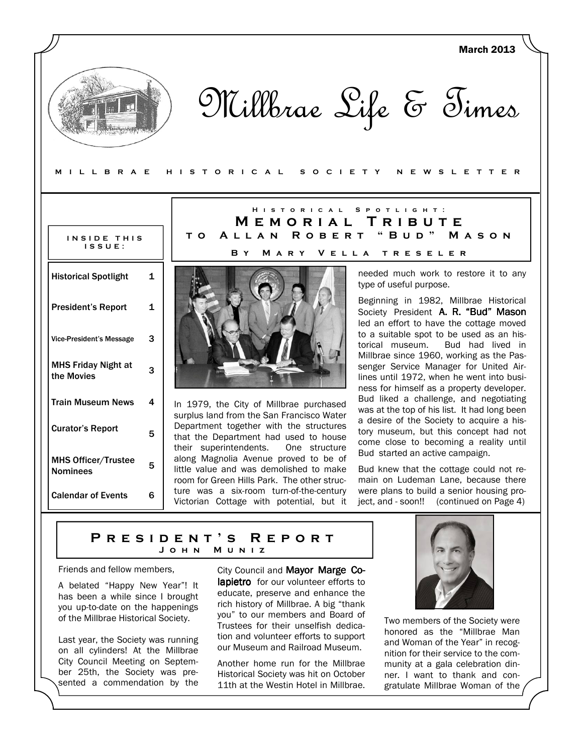March 2013

# Millbrae Life & Times

MILLBRAE HISTORICAL SOCIETY NEWSLETTER

**INSIDE THIS ISSUE:**

| | |
|---|---|
| Historical Spotlight | 1 |
| President's Report | 1 |
| Vice-President's Message | 3 |
| MHS Friday Night at the Movies | 3 |
| Train Museum News | 4 |
| Curator's Report | 5 |
| MHS Officer/Trustee Nominees | 5 |
| Calendar of Events | 6 |

## Historical Spotlight: Memorial Tribute to Allan Robert "Bud" Mason

### By Mary Vella treseler

In 1979, the City of Millbrae purchased surplus land from the San Francisco Water Department together with the structures that the Department had used to house their superintendents. One structure along Magnolia Avenue proved to be of little value and was demolished to make room for Green Hills Park. The other structure was a six-room turn-of-the-century Victorian Cottage with potential, but it needed much work to restore it to any type of useful purpose.

Beginning in 1982, Millbrae Historical Society President **A. R. "Bud" Mason** led an effort to have the cottage moved to a suitable spot to be used as an historical museum. Bud had lived in Millbrae since 1960, working as the Passenger Service Manager for United Airlines until 1972, when he went into business for himself as a property developer. Bud liked a challenge, and negotiating was at the top of his list. It had long been a desire of the Society to acquire a history museum, but this concept had not come close to becoming a reality until Bud started an active campaign.

Bud knew that the cottage could not remain on Ludeman Lane, because there were plans to build a senior housing project, and - soon!! (continued on Page 4)

## President's Report

### John Muniz

Friends and fellow members,

A belated "Happy New Year"! It has been a while since I brought you up-to-date on the happenings of the Millbrae Historical Society.

Last year, the Society was running on all cylinders! At the Millbrae City Council Meeting on September 25th, the Society was presented a commendation by the City Council and **Mayor Marge Colapietro** for our volunteer efforts to educate, preserve and enhance the rich history of Millbrae. A big "thank you" to our members and Board of Trustees for their unselfish dedication and volunteer efforts to support our Museum and Railroad Museum.

Another home run for the Millbrae Historical Society was hit on October 11th at the Westin Hotel in Millbrae. Two members of the Society were honored as the "Millbrae Man and Woman of the Year" in recognition for their service to the community at a gala celebration dinner. I want to thank and congratulate Millbrae Woman of the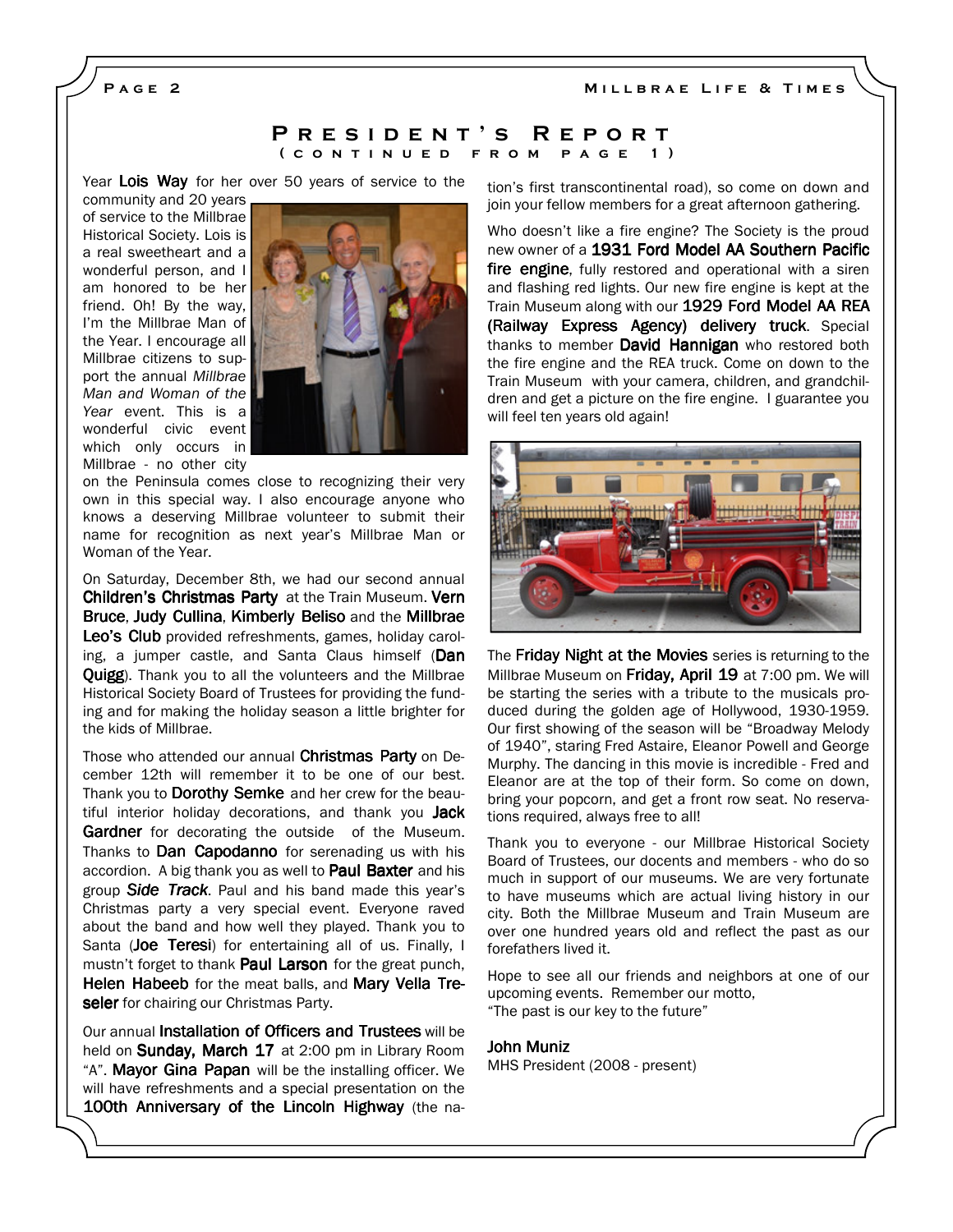## President's Report
### (continued from page 1)

Year **Lois Way** for her over 50 years of service to the community and 20 years of service to the Millbrae Historical Society. Lois is a real sweetheart and a wonderful person, and I am honored to be her friend. Oh! By the way, I'm the Millbrae Man of the Year. I encourage all Millbrae citizens to support the annual *Millbrae Man and Woman of the Year* event. This is a wonderful civic event which only occurs in Millbrae - no other city on the Peninsula comes close to recognizing their very own in this special way. I also encourage anyone who knows a deserving Millbrae volunteer to submit their name for recognition as next year's Millbrae Man or Woman of the Year.

On Saturday, December 8th, we had our second annual **Children's Christmas Party** at the Train Museum. **Vern Bruce**, **Judy Cullina**, **Kimberly Beliso** and the **Millbrae Leo's Club** provided refreshments, games, holiday caroling, a jumper castle, and Santa Claus himself (**Dan Quigg**). Thank you to all the volunteers and the Millbrae Historical Society Board of Trustees for providing the funding and for making the holiday season a little brighter for the kids of Millbrae.

Those who attended our annual **Christmas Party** on December 12th will remember it to be one of our best. Thank you to **Dorothy Semke** and her crew for the beautiful interior holiday decorations, and thank you **Jack Gardner** for decorating the outside of the Museum. Thanks to **Dan Capodanno** for serenading us with his accordion. A big thank you as well to **Paul Baxter** and his group ***Side Track***. Paul and his band made this year's Christmas party a very special event. Everyone raved about the band and how well they played. Thank you to Santa (**Joe Teresi**) for entertaining all of us. Finally, I mustn't forget to thank **Paul Larson** for the great punch, **Helen Habeeb** for the meat balls, and **Mary Vella Treseler** for chairing our Christmas Party.

Our annual **Installation of Officers and Trustees** will be held on **Sunday, March 17** at 2:00 pm in Library Room "A". **Mayor Gina Papan** will be the installing officer. We will have refreshments and a special presentation on the **100th Anniversary of the Lincoln Highway** (the nation's first transcontinental road), so come on down and join your fellow members for a great afternoon gathering.

Who doesn't like a fire engine? The Society is the proud new owner of a **1931 Ford Model AA Southern Pacific fire engine**, fully restored and operational with a siren and flashing red lights. Our new fire engine is kept at the Train Museum along with our **1929 Ford Model AA REA (Railway Express Agency) delivery truck**. Special thanks to member **David Hannigan** who restored both the fire engine and the REA truck. Come on down to the Train Museum with your camera, children, and grandchildren and get a picture on the fire engine. I guarantee you will feel ten years old again!

The **Friday Night at the Movies** series is returning to the Millbrae Museum on **Friday, April 19** at 7:00 pm. We will be starting the series with a tribute to the musicals produced during the golden age of Hollywood, 1930-1959. Our first showing of the season will be "Broadway Melody of 1940", staring Fred Astaire, Eleanor Powell and George Murphy. The dancing in this movie is incredible - Fred and Eleanor are at the top of their form. So come on down, bring your popcorn, and get a front row seat. No reservations required, always free to all!

Thank you to everyone - our Millbrae Historical Society Board of Trustees, our docents and members - who do so much in support of our museums. We are very fortunate to have museums which are actual living history in our city. Both the Millbrae Museum and Train Museum are over one hundred years old and reflect the past as our forefathers lived it.

Hope to see all our friends and neighbors at one of our upcoming events. Remember our motto,
"The past is our key to the future"

**John Muniz**
MHS President (2008 - present)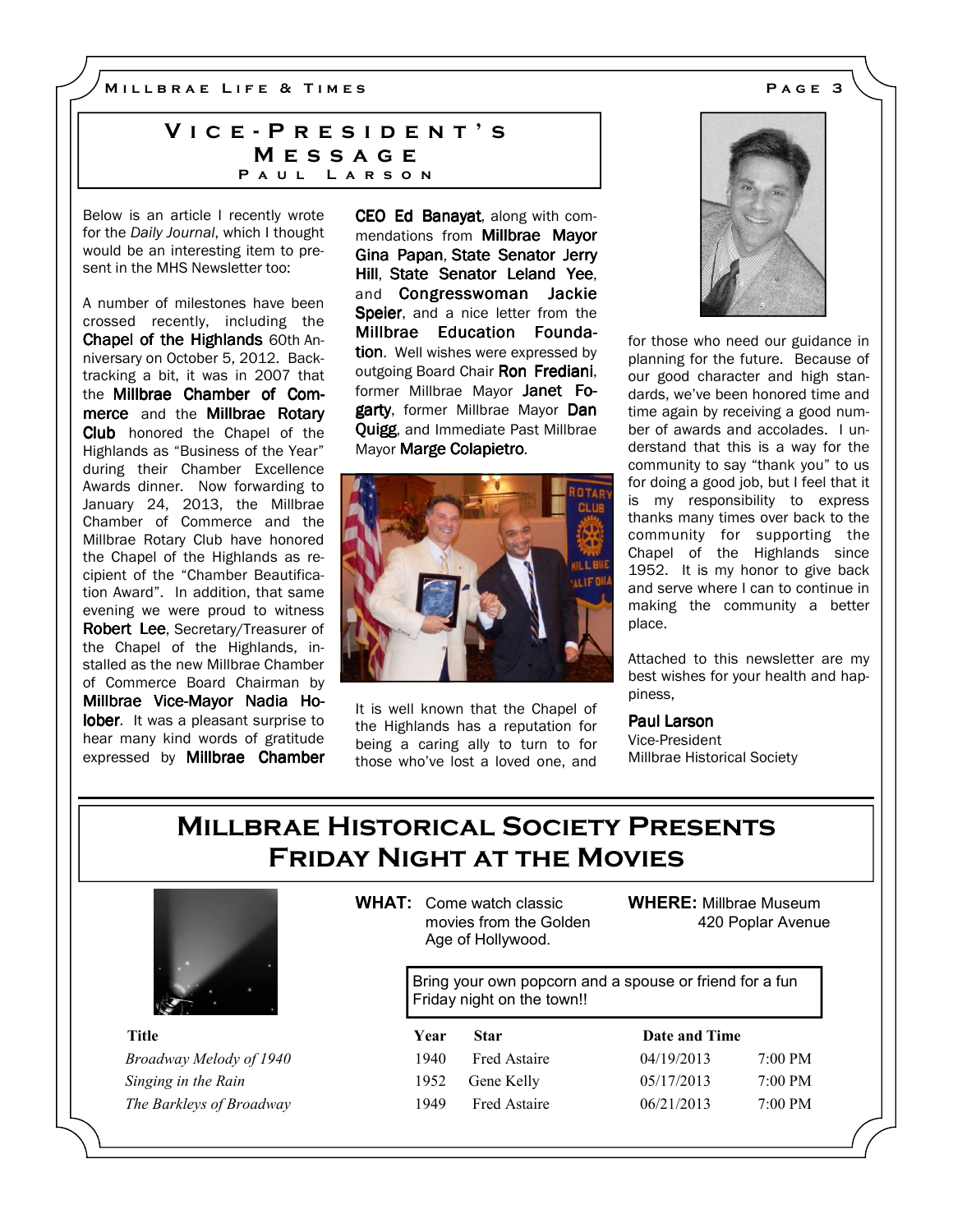## Vice-President's Message

**Paul Larson**

Below is an article I recently wrote for the *Daily Journal*, which I thought would be an interesting item to present in the MHS Newsletter too:

A number of milestones have been crossed recently, including the **Chapel of the Highlands** 60th Anniversary on October 5, 2012. Backtracking a bit, it was in 2007 that the **Millbrae Chamber of Commerce** and the **Millbrae Rotary Club** honored the Chapel of the Highlands as "Business of the Year" during their Chamber Excellence Awards dinner. Now forwarding to January 24, 2013, the Millbrae Chamber of Commerce and the Millbrae Rotary Club have honored the Chapel of the Highlands as recipient of the "Chamber Beautification Award". In addition, that same evening we were proud to witness **Robert Lee**, Secretary/Treasurer of the Chapel of the Highlands, installed as the new Millbrae Chamber of Commerce Board Chairman by **Millbrae Vice-Mayor Nadia Holober**. It was a pleasant surprise to hear many kind words of gratitude expressed by **Millbrae Chamber CEO Ed Banayat**, along with commendations from **Millbrae Mayor Gina Papan**, **State Senator Jerry Hill**, **State Senator Leland Yee**, and **Congresswoman Jackie Speier**, and a nice letter from the **Millbrae Education Foundation**. Well wishes were expressed by outgoing Board Chair **Ron Frediani**, former Millbrae Mayor **Janet Fogarty**, former Millbrae Mayor **Dan Quigg**, and Immediate Past Millbrae Mayor **Marge Colapietro**.

It is well known that the Chapel of the Highlands has a reputation for being a caring ally to turn to for those who've lost a loved one, and for those who need our guidance in planning for the future. Because of our good character and high standards, we've been honored time and time again by receiving a good number of awards and accolades. I understand that this is a way for the community to say "thank you" to us for doing a good job, but I feel that it is my responsibility to express thanks many times over back to the community for supporting the Chapel of the Highlands since 1952. It is my honor to give back and serve where I can to continue in making the community a better place.

Attached to this newsletter are my best wishes for your health and happiness,

**Paul Larson**
Vice-President
Millbrae Historical Society

## Millbrae Historical Society Presents Friday Night at the Movies

**WHAT:** Come watch classic movies from the Golden Age of Hollywood.

**WHERE:** Millbrae Museum
420 Poplar Avenue

Bring your own popcorn and a spouse or friend for a fun Friday night on the town!!

| Title | Year | Star | Date and Time | |
|---|---|---|---|---|
| *Broadway Melody of 1940* | 1940 | Fred Astaire | 04/19/2013 | 7:00 PM |
| *Singing in the Rain* | 1952 | Gene Kelly | 05/17/2013 | 7:00 PM |
| *The Barkleys of Broadway* | 1949 | Fred Astaire | 06/21/2013 | 7:00 PM |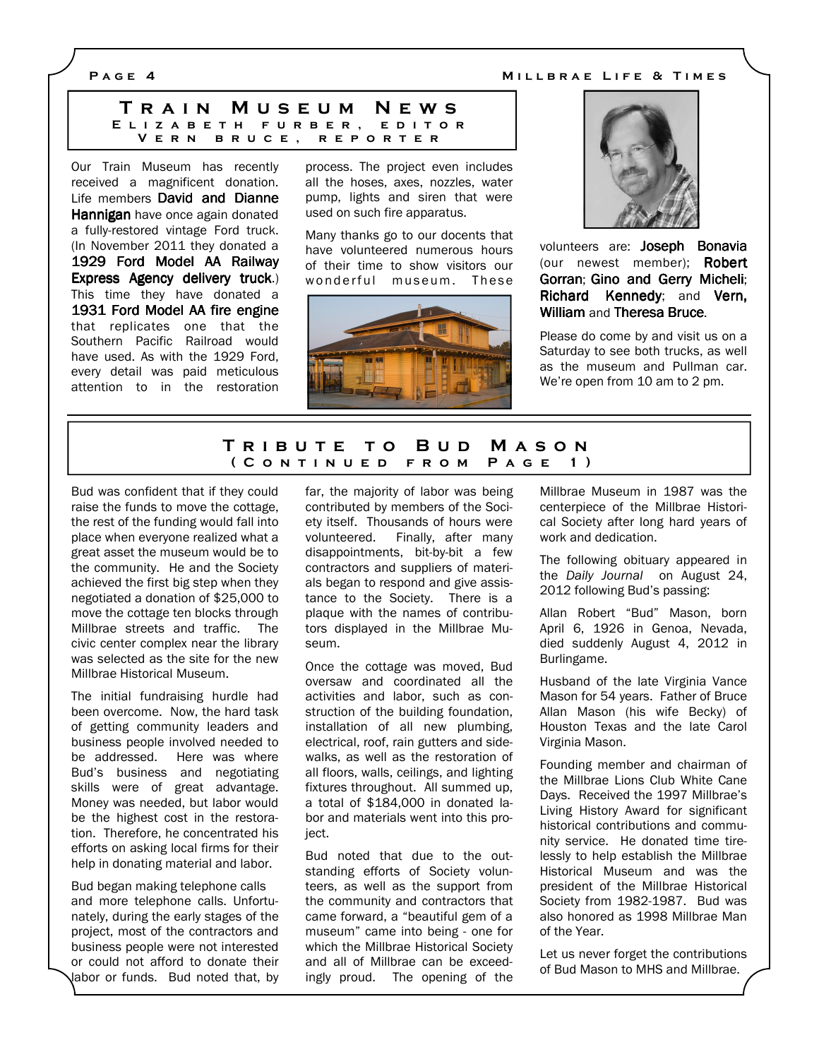## Train Museum News

**Elizabeth Furber, Editor**
**Vern Bruce, Reporter**

Our Train Museum has recently received a magnificent donation. Life members **David and Dianne Hannigan** have once again donated a fully-restored vintage Ford truck. (In November 2011 they donated a **1929 Ford Model AA Railway Express Agency delivery truck**.) This time they have donated a **1931 Ford Model AA fire engine** that replicates one that the Southern Pacific Railroad would have used. As with the 1929 Ford, every detail was paid meticulous attention to in the restoration process. The project even includes all the hoses, axes, nozzles, water pump, lights and siren that were used on such fire apparatus.

Many thanks go to our docents that have volunteered numerous hours of their time to show visitors our wonderful museum. These volunteers are: **Joseph Bonavia** (our newest member); **Robert Gorran**; **Gino and Gerry Micheli**; **Richard Kennedy**; and **Vern, William** and **Theresa Bruce**.

Please do come by and visit us on a Saturday to see both trucks, as well as the museum and Pullman car. We're open from 10 am to 2 pm.

## Tribute to Bud Mason (Continued from Page 1)

Bud was confident that if they could raise the funds to move the cottage, the rest of the funding would fall into place when everyone realized what a great asset the museum would be to the community. He and the Society achieved the first big step when they negotiated a donation of $25,000 to move the cottage ten blocks through Millbrae streets and traffic. The civic center complex near the library was selected as the site for the new Millbrae Historical Museum.

The initial fundraising hurdle had been overcome. Now, the hard task of getting community leaders and business people involved needed to be addressed. Here was where Bud's business and negotiating skills were of great advantage. Money was needed, but labor would be the highest cost in the restoration. Therefore, he concentrated his efforts on asking local firms for their help in donating material and labor.

Bud began making telephone calls and more telephone calls. Unfortunately, during the early stages of the project, most of the contractors and business people were not interested or could not afford to donate their labor or funds. Bud noted that, by far, the majority of labor was being contributed by members of the Society itself. Thousands of hours were volunteered. Finally, after many disappointments, bit-by-bit a few contractors and suppliers of materials began to respond and give assistance to the Society. There is a plaque with the names of contributors displayed in the Millbrae Museum.

Once the cottage was moved, Bud oversaw and coordinated all the activities and labor, such as construction of the building foundation, installation of all new plumbing, electrical, roof, rain gutters and sidewalks, as well as the restoration of all floors, walls, ceilings, and lighting fixtures throughout. All summed up, a total of $184,000 in donated labor and materials went into this project.

Bud noted that due to the outstanding efforts of Society volunteers, as well as the support from the community and contractors that came forward, a "beautiful gem of a museum" came into being - one for which the Millbrae Historical Society and all of Millbrae can be exceedingly proud. The opening of the Millbrae Museum in 1987 was the centerpiece of the Millbrae Historical Society after long hard years of work and dedication.

The following obituary appeared in the *Daily Journal* on August 24, 2012 following Bud's passing:

Allan Robert "Bud" Mason, born April 6, 1926 in Genoa, Nevada, died suddenly August 4, 2012 in Burlingame.

Husband of the late Virginia Vance Mason for 54 years. Father of Bruce Allan Mason (his wife Becky) of Houston Texas and the late Carol Virginia Mason.

Founding member and chairman of the Millbrae Lions Club White Cane Days. Received the 1997 Millbrae's Living History Award for significant historical contributions and community service. He donated time tirelessly to help establish the Millbrae Historical Museum and was the president of the Millbrae Historical Society from 1982-1987. Bud was also honored as 1998 Millbrae Man of the Year.

Let us never forget the contributions of Bud Mason to MHS and Millbrae.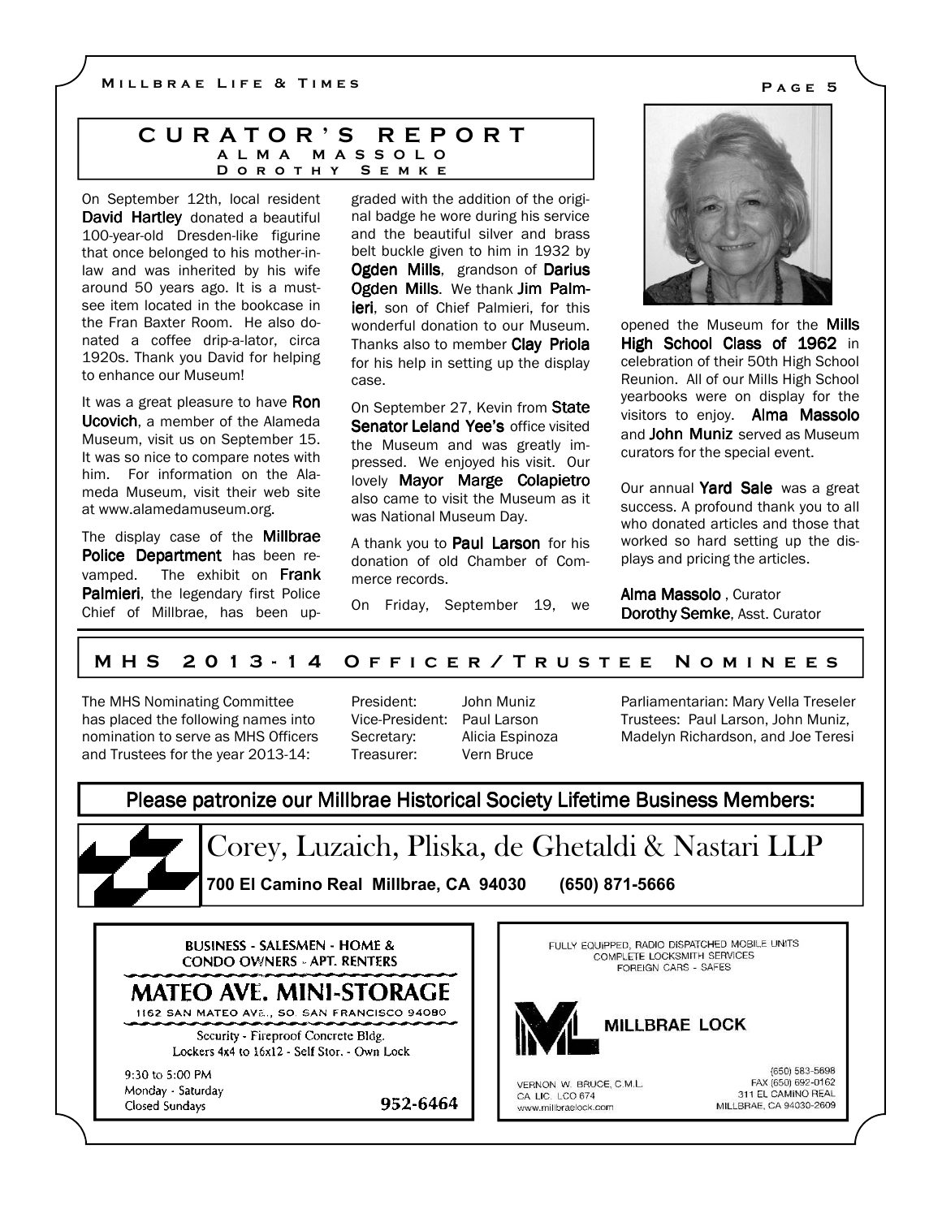## CURATOR'S REPORT

### ALMA MASSOLO
### DOROTHY SEMKE

On September 12th, local resident **David Hartley** donated a beautiful 100-year-old Dresden-like figurine that once belonged to his mother-in-law and was inherited by his wife around 50 years ago. It is a must-see item located in the bookcase in the Fran Baxter Room. He also donated a coffee drip-a-lator, circa 1920s. Thank you David for helping to enhance our Museum!

It was a great pleasure to have **Ron Ucovich**, a member of the Alameda Museum, visit us on September 15. It was so nice to compare notes with him. For information on the Alameda Museum, visit their web site at www.alamedamuseum.org.

The display case of the **Millbrae Police Department** has been revamped. The exhibit on **Frank Palmieri**, the legendary first Police Chief of Millbrae, has been upgraded with the addition of the original badge he wore during his service and the beautiful silver and brass belt buckle given to him in 1932 by **Ogden Mills**, grandson of **Darius Ogden Mills**. We thank **Jim Palmieri**, son of Chief Palmieri, for this wonderful donation to our Museum. Thanks also to member **Clay Priola** for his help in setting up the display case.

On September 27, Kevin from **State Senator Leland Yee's** office visited the Museum and was greatly impressed. We enjoyed his visit. Our lovely **Mayor Marge Colapietro** also came to visit the Museum as it was National Museum Day.

A thank you to **Paul Larson** for his donation of old Chamber of Commerce records.

On Friday, September 19, we opened the Museum for the **Mills High School Class of 1962** in celebration of their 50th High School Reunion. All of our Mills High School yearbooks were on display for the visitors to enjoy. **Alma Massolo** and **John Muniz** served as Museum curators for the special event.

Our annual **Yard Sale** was a great success. A profound thank you to all who donated articles and those that worked so hard setting up the displays and pricing the articles.

**Alma Massolo**, Curator
**Dorothy Semke**, Asst. Curator

## MHS 2013-14 Officer/Trustee Nominees

The MHS Nominating Committee has placed the following names into nomination to serve as MHS Officers and Trustees for the year 2013-14:

- President: John Muniz
- Vice-President: Paul Larson
- Secretary: Alicia Espinoza
- Treasurer: Vern Bruce
- Parliamentarian: Mary Vella Treseler
- Trustees: Paul Larson, John Muniz, Madelyn Richardson, and Joe Teresi

## Please patronize our Millbrae Historical Society Lifetime Business Members:

**Corey, Luzaich, Pliska, de Ghetaldi & Nastari LLP**
**700 El Camino Real Millbrae, CA 94030 (650) 871-5666**

BUSINESS - SALESMEN - HOME & CONDO OWNERS - APT. RENTERS
**MATEO AVE. MINI-STORAGE**
1162 SAN MATEO AVE., SO. SAN FRANCISCO 94080
Security - Fireproof Concrete Bldg.
Lockers 4x4 to 16x12 - Self Stor. - Own Lock
9:30 to 5:00 PM
Monday - Saturday
Closed Sundays
952-6464

FULLY EQUIPPED, RADIO DISPATCHED MOBILE UNITS
COMPLETE LOCKSMITH SERVICES
FOREIGN CARS - SAFES
**MILLBRAE LOCK**
VERNON W. BRUCE, C.M.L.
CA LIC. LCO 674
www.millbraelock.com
(650) 583-5698
FAX (650) 692-0162
311 EL CAMINO REAL
MILLBRAE, CA 94030-2609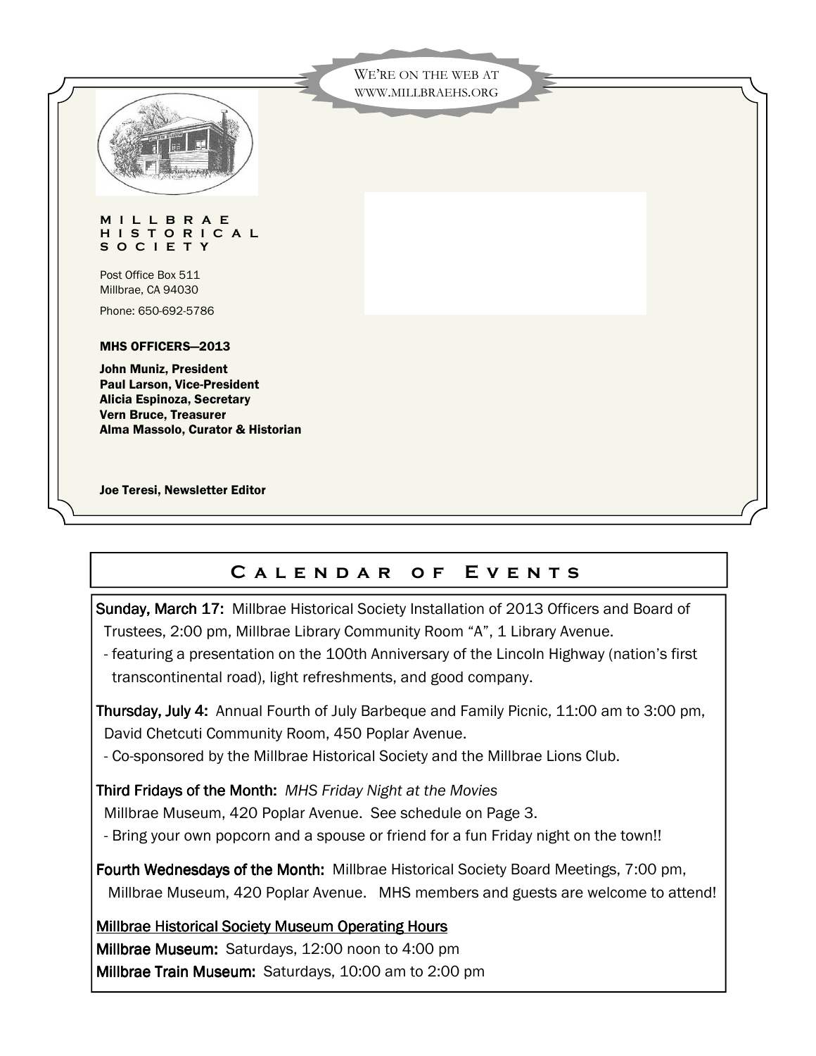WE'RE ON THE WEB AT
WWW.MILLBRAEHS.ORG

**MILLBRAE HISTORICAL SOCIETY**

Post Office Box 511
Millbrae, CA 94030

Phone: 650-692-5786

**MHS OFFICERS—2013**

**John Muniz, President**
**Paul Larson, Vice-President**
**Alicia Espinoza, Secretary**
**Vern Bruce, Treasurer**
**Alma Massolo, Curator & Historian**

**Joe Teresi, Newsletter Editor**

## Calendar of Events

**Sunday, March 17:** Millbrae Historical Society Installation of 2013 Officers and Board of Trustees, 2:00 pm, Millbrae Library Community Room "A", 1 Library Avenue.
- featuring a presentation on the 100th Anniversary of the Lincoln Highway (nation's first transcontinental road), light refreshments, and good company.

**Thursday, July 4:** Annual Fourth of July Barbeque and Family Picnic, 11:00 am to 3:00 pm, David Chetcuti Community Room, 450 Poplar Avenue.
- Co-sponsored by the Millbrae Historical Society and the Millbrae Lions Club.

**Third Fridays of the Month:** *MHS Friday Night at the Movies*
Millbrae Museum, 420 Poplar Avenue. See schedule on Page 3.
- Bring your own popcorn and a spouse or friend for a fun Friday night on the town!!

**Fourth Wednesdays of the Month:** Millbrae Historical Society Board Meetings, 7:00 pm, Millbrae Museum, 420 Poplar Avenue. MHS members and guests are welcome to attend!

Millbrae Historical Society Museum Operating Hours

**Millbrae Museum:** Saturdays, 12:00 noon to 4:00 pm
**Millbrae Train Museum:** Saturdays, 10:00 am to 2:00 pm